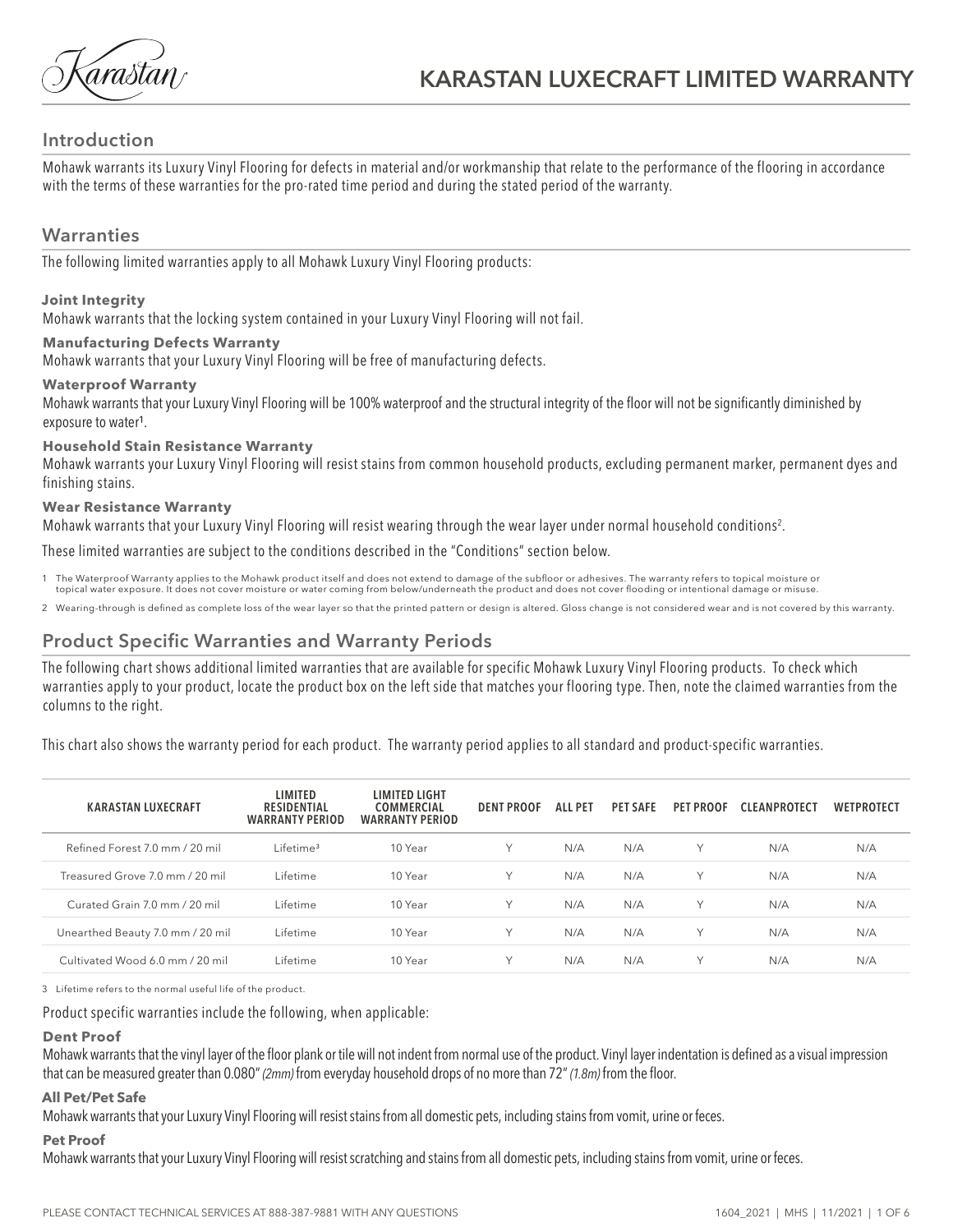# KARASTAN LUXECRAFT LIMITED WARRANTY

## Introduction

Mohawk warrants its Luxury Vinyl Flooring for defects in material and/or workmanship that relate to the performance of the flooring in accordance with the terms of these warranties for the pro-rated time period and during the stated period of the warranty.

## Warranties

The following limited warranties apply to all Mohawk Luxury Vinyl Flooring products:

**Joint Integrity**
Mohawk warrants that the locking system contained in your Luxury Vinyl Flooring will not fail.

**Manufacturing Defects Warranty**
Mohawk warrants that your Luxury Vinyl Flooring will be free of manufacturing defects.

**Waterproof Warranty**
Mohawk warrants that your Luxury Vinyl Flooring will be 100% waterproof and the structural integrity of the floor will not be significantly diminished by exposure to water[1].

**Household Stain Resistance Warranty**
Mohawk warrants your Luxury Vinyl Flooring will resist stains from common household products, excluding permanent marker, permanent dyes and finishing stains.

**Wear Resistance Warranty**
Mohawk warrants that your Luxury Vinyl Flooring will resist wearing through the wear layer under normal household conditions[2].

These limited warranties are subject to the conditions described in the "Conditions" section below.

1 The Waterproof Warranty applies to the Mohawk product itself and does not extend to damage of the subfloor or adhesives. The warranty refers to topical moisture or topical water exposure. It does not cover moisture or water coming from below/underneath the product and does not cover flooding or intentional damage or misuse.

2 Wearing-through is defined as complete loss of the wear layer so that the printed pattern or design is altered. Gloss change is not considered wear and is not covered by this warranty.

## Product Specific Warranties and Warranty Periods

The following chart shows additional limited warranties that are available for specific Mohawk Luxury Vinyl Flooring products. To check which warranties apply to your product, locate the product box on the left side that matches your flooring type. Then, note the claimed warranties from the columns to the right.

This chart also shows the warranty period for each product. The warranty period applies to all standard and product-specific warranties.

| KARASTAN LUXECRAFT | LIMITED RESIDENTIAL WARRANTY PERIOD | LIMITED LIGHT COMMERCIAL WARRANTY PERIOD | DENT PROOF | ALL PET | PET SAFE | PET PROOF | CLEANPROTECT | WETPROTECT |
|---|---|---|---|---|---|---|---|---|
| Refined Forest 7.0 mm / 20 mil | Lifetime[3] | 10 Year | Y | N/A | N/A | Y | N/A | N/A |
| Treasured Grove 7.0 mm / 20 mil | Lifetime | 10 Year | Y | N/A | N/A | Y | N/A | N/A |
| Curated Grain 7.0 mm / 20 mil | Lifetime | 10 Year | Y | N/A | N/A | Y | N/A | N/A |
| Unearthed Beauty 7.0 mm / 20 mil | Lifetime | 10 Year | Y | N/A | N/A | Y | N/A | N/A |
| Cultivated Wood 6.0 mm / 20 mil | Lifetime | 10 Year | Y | N/A | N/A | Y | N/A | N/A |

3 Lifetime refers to the normal useful life of the product.

Product specific warranties include the following, when applicable:

**Dent Proof**
Mohawk warrants that the vinyl layer of the floor plank or tile will not indent from normal use of the product. Vinyl layer indentation is defined as a visual impression that can be measured greater than 0.080" *(2mm)* from everyday household drops of no more than 72" *(1.8m)* from the floor.

**All Pet/Pet Safe**
Mohawk warrants that your Luxury Vinyl Flooring will resist stains from all domestic pets, including stains from vomit, urine or feces.

**Pet Proof**
Mohawk warrants that your Luxury Vinyl Flooring will resist scratching and stains from all domestic pets, including stains from vomit, urine or feces.

PLEASE CONTACT TECHNICAL SERVICES AT 888-387-9881 WITH ANY QUESTIONS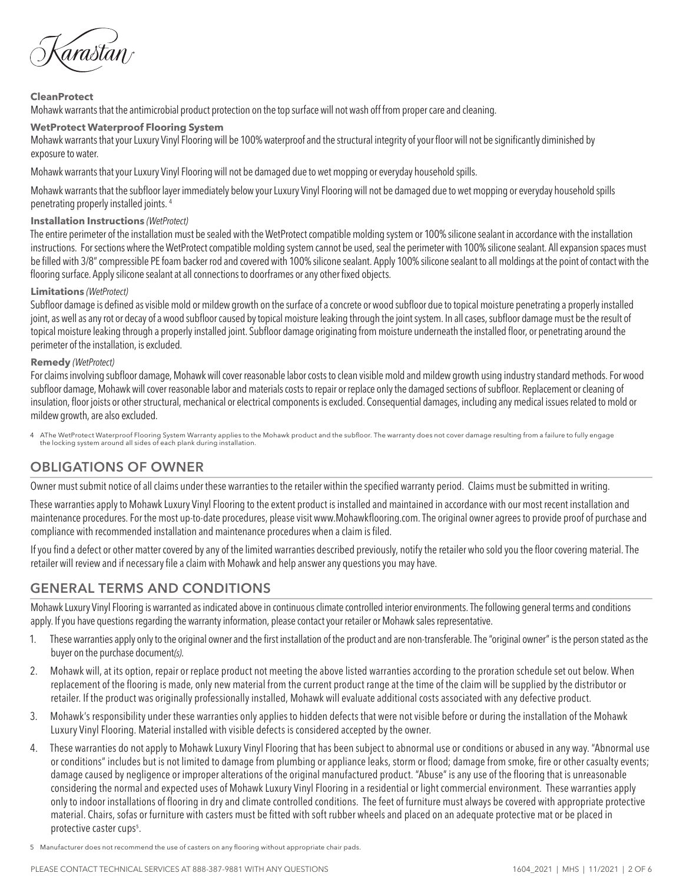**CleanProtect**

Mohawk warrants that the antimicrobial product protection on the top surface will not wash off from proper care and cleaning.

**WetProtect Waterproof Flooring System**

Mohawk warrants that your Luxury Vinyl Flooring will be 100% waterproof and the structural integrity of your floor will not be significantly diminished by exposure to water.

Mohawk warrants that your Luxury Vinyl Flooring will not be damaged due to wet mopping or everyday household spills.

Mohawk warrants that the subfloor layer immediately below your Luxury Vinyl Flooring will not be damaged due to wet mopping or everyday household spills penetrating properly installed joints. [4]

**Installation Instructions** *(WetProtect)*

The entire perimeter of the installation must be sealed with the WetProtect compatible molding system or 100% silicone sealant in accordance with the installation instructions. For sections where the WetProtect compatible molding system cannot be used, seal the perimeter with 100% silicone sealant. All expansion spaces must be filled with 3/8" compressible PE foam backer rod and covered with 100% silicone sealant. Apply 100% silicone sealant to all moldings at the point of contact with the flooring surface. Apply silicone sealant at all connections to doorframes or any other fixed objects.

**Limitations** *(WetProtect)*

Subfloor damage is defined as visible mold or mildew growth on the surface of a concrete or wood subfloor due to topical moisture penetrating a properly installed joint, as well as any rot or decay of a wood subfloor caused by topical moisture leaking through the joint system. In all cases, subfloor damage must be the result of topical moisture leaking through a properly installed joint. Subfloor damage originating from moisture underneath the installed floor, or penetrating around the perimeter of the installation, is excluded.

**Remedy** *(WetProtect)*

For claims involving subfloor damage, Mohawk will cover reasonable labor costs to clean visible mold and mildew growth using industry standard methods. For wood subfloor damage, Mohawk will cover reasonable labor and materials costs to repair or replace only the damaged sections of subfloor. Replacement or cleaning of insulation, floor joists or other structural, mechanical or electrical components is excluded. Consequential damages, including any medical issues related to mold or mildew growth, are also excluded.

4 AThe WetProtect Waterproof Flooring System Warranty applies to the Mohawk product and the subfloor. The warranty does not cover damage resulting from a failure to fully engage the locking system around all sides of each plank during installation.

## OBLIGATIONS OF OWNER

Owner must submit notice of all claims under these warranties to the retailer within the specified warranty period. Claims must be submitted in writing.

These warranties apply to Mohawk Luxury Vinyl Flooring to the extent product is installed and maintained in accordance with our most recent installation and maintenance procedures. For the most up-to-date procedures, please visit www.Mohawkflooring.com. The original owner agrees to provide proof of purchase and compliance with recommended installation and maintenance procedures when a claim is filed.

If you find a defect or other matter covered by any of the limited warranties described previously, notify the retailer who sold you the floor covering material. The retailer will review and if necessary file a claim with Mohawk and help answer any questions you may have.

## GENERAL TERMS AND CONDITIONS

Mohawk Luxury Vinyl Flooring is warranted as indicated above in continuous climate controlled interior environments. The following general terms and conditions apply. If you have questions regarding the warranty information, please contact your retailer or Mohawk sales representative.

1. These warranties apply only to the original owner and the first installation of the product and are non-transferable. The "original owner" is the person stated as the buyer on the purchase document*(s).*
2. Mohawk will, at its option, repair or replace product not meeting the above listed warranties according to the proration schedule set out below. When replacement of the flooring is made, only new material from the current product range at the time of the claim will be supplied by the distributor or retailer. If the product was originally professionally installed, Mohawk will evaluate additional costs associated with any defective product.
3. Mohawk's responsibility under these warranties only applies to hidden defects that were not visible before or during the installation of the Mohawk Luxury Vinyl Flooring. Material installed with visible defects is considered accepted by the owner.
4. These warranties do not apply to Mohawk Luxury Vinyl Flooring that has been subject to abnormal use or conditions or abused in any way. "Abnormal use or conditions" includes but is not limited to damage from plumbing or appliance leaks, storm or flood; damage from smoke, fire or other casualty events; damage caused by negligence or improper alterations of the original manufactured product. "Abuse" is any use of the flooring that is unreasonable considering the normal and expected uses of Mohawk Luxury Vinyl Flooring in a residential or light commercial environment. These warranties apply only to indoor installations of flooring in dry and climate controlled conditions. The feet of furniture must always be covered with appropriate protective material. Chairs, sofas or furniture with casters must be fitted with soft rubber wheels and placed on an adequate protective mat or be placed in protective caster cups[5].

5 Manufacturer does not recommend the use of casters on any flooring without appropriate chair pads.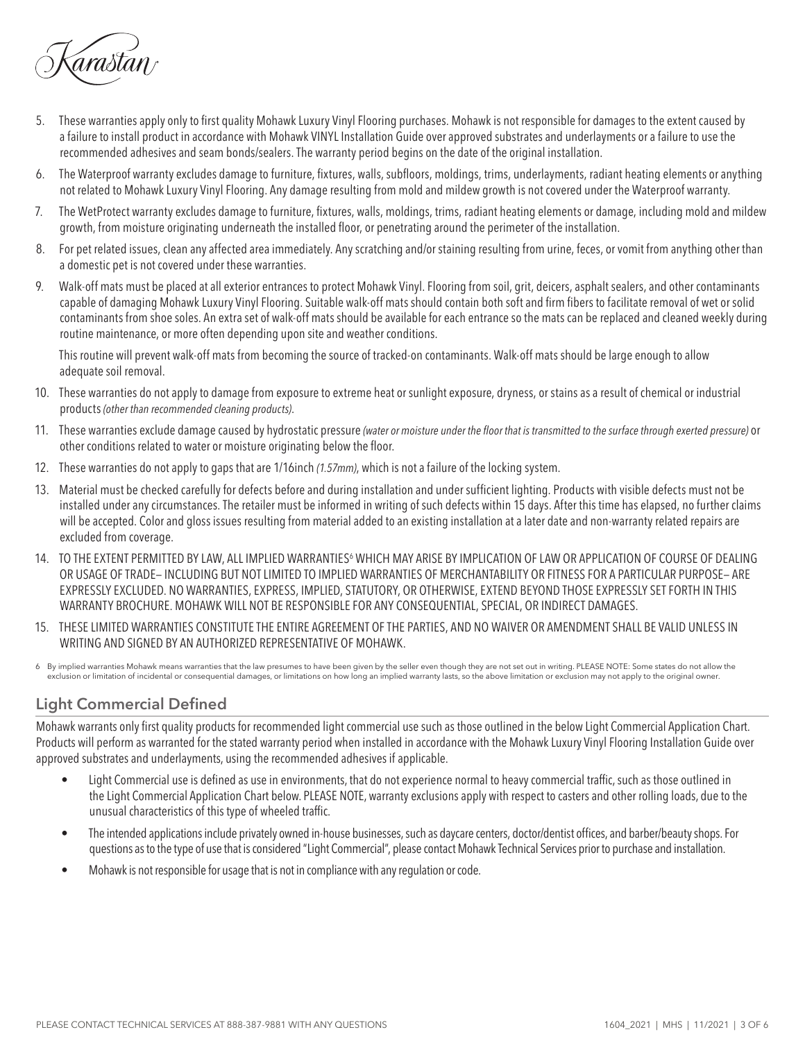5. These warranties apply only to first quality Mohawk Luxury Vinyl Flooring purchases. Mohawk is not responsible for damages to the extent caused by a failure to install product in accordance with Mohawk VINYL Installation Guide over approved substrates and underlayments or a failure to use the recommended adhesives and seam bonds/sealers. The warranty period begins on the date of the original installation.

6. The Waterproof warranty excludes damage to furniture, fixtures, walls, subfloors, moldings, trims, underlayments, radiant heating elements or anything not related to Mohawk Luxury Vinyl Flooring. Any damage resulting from mold and mildew growth is not covered under the Waterproof warranty.

7. The WetProtect warranty excludes damage to furniture, fixtures, walls, moldings, trims, radiant heating elements or damage, including mold and mildew growth, from moisture originating underneath the installed floor, or penetrating around the perimeter of the installation.

8. For pet related issues, clean any affected area immediately. Any scratching and/or staining resulting from urine, feces, or vomit from anything other than a domestic pet is not covered under these warranties.

9. Walk-off mats must be placed at all exterior entrances to protect Mohawk Vinyl. Flooring from soil, grit, deicers, asphalt sealers, and other contaminants capable of damaging Mohawk Luxury Vinyl Flooring. Suitable walk-off mats should contain both soft and firm fibers to facilitate removal of wet or solid contaminants from shoe soles. An extra set of walk-off mats should be available for each entrance so the mats can be replaced and cleaned weekly during routine maintenance, or more often depending upon site and weather conditions.

   This routine will prevent walk-off mats from becoming the source of tracked-on contaminants. Walk-off mats should be large enough to allow adequate soil removal.

10. These warranties do not apply to damage from exposure to extreme heat or sunlight exposure, dryness, or stains as a result of chemical or industrial products *(other than recommended cleaning products)*.

11. These warranties exclude damage caused by hydrostatic pressure *(water or moisture under the floor that is transmitted to the surface through exerted pressure)* or other conditions related to water or moisture originating below the floor.

12. These warranties do not apply to gaps that are 1/16inch *(1.57mm)*, which is not a failure of the locking system.

13. Material must be checked carefully for defects before and during installation and under sufficient lighting. Products with visible defects must not be installed under any circumstances. The retailer must be informed in writing of such defects within 15 days. After this time has elapsed, no further claims will be accepted. Color and gloss issues resulting from material added to an existing installation at a later date and non-warranty related repairs are excluded from coverage.

14. TO THE EXTENT PERMITTED BY LAW, ALL IMPLIED WARRANTIES[6] WHICH MAY ARISE BY IMPLICATION OF LAW OR APPLICATION OF COURSE OF DEALING OR USAGE OF TRADE– INCLUDING BUT NOT LIMITED TO IMPLIED WARRANTIES OF MERCHANTABILITY OR FITNESS FOR A PARTICULAR PURPOSE– ARE EXPRESSLY EXCLUDED. NO WARRANTIES, EXPRESS, IMPLIED, STATUTORY, OR OTHERWISE, EXTEND BEYOND THOSE EXPRESSLY SET FORTH IN THIS WARRANTY BROCHURE. MOHAWK WILL NOT BE RESPONSIBLE FOR ANY CONSEQUENTIAL, SPECIAL, OR INDIRECT DAMAGES.

15. THESE LIMITED WARRANTIES CONSTITUTE THE ENTIRE AGREEMENT OF THE PARTIES, AND NO WAIVER OR AMENDMENT SHALL BE VALID UNLESS IN WRITING AND SIGNED BY AN AUTHORIZED REPRESENTATIVE OF MOHAWK.

6 By implied warranties Mohawk means warranties that the law presumes to have been given by the seller even though they are not set out in writing. PLEASE NOTE: Some states do not allow the exclusion or limitation of incidental or consequential damages, or limitations on how long an implied warranty lasts, so the above limitation or exclusion may not apply to the original owner.

## Light Commercial Defined

Mohawk warrants only first quality products for recommended light commercial use such as those outlined in the below Light Commercial Application Chart. Products will perform as warranted for the stated warranty period when installed in accordance with the Mohawk Luxury Vinyl Flooring Installation Guide over approved substrates and underlayments, using the recommended adhesives if applicable.

- Light Commercial use is defined as use in environments, that do not experience normal to heavy commercial traffic, such as those outlined in the Light Commercial Application Chart below. PLEASE NOTE, warranty exclusions apply with respect to casters and other rolling loads, due to the unusual characteristics of this type of wheeled traffic.
- The intended applications include privately owned in-house businesses, such as daycare centers, doctor/dentist offices, and barber/beauty shops. For questions as to the type of use that is considered "Light Commercial", please contact Mohawk Technical Services prior to purchase and installation.
- Mohawk is not responsible for usage that is not in compliance with any regulation or code.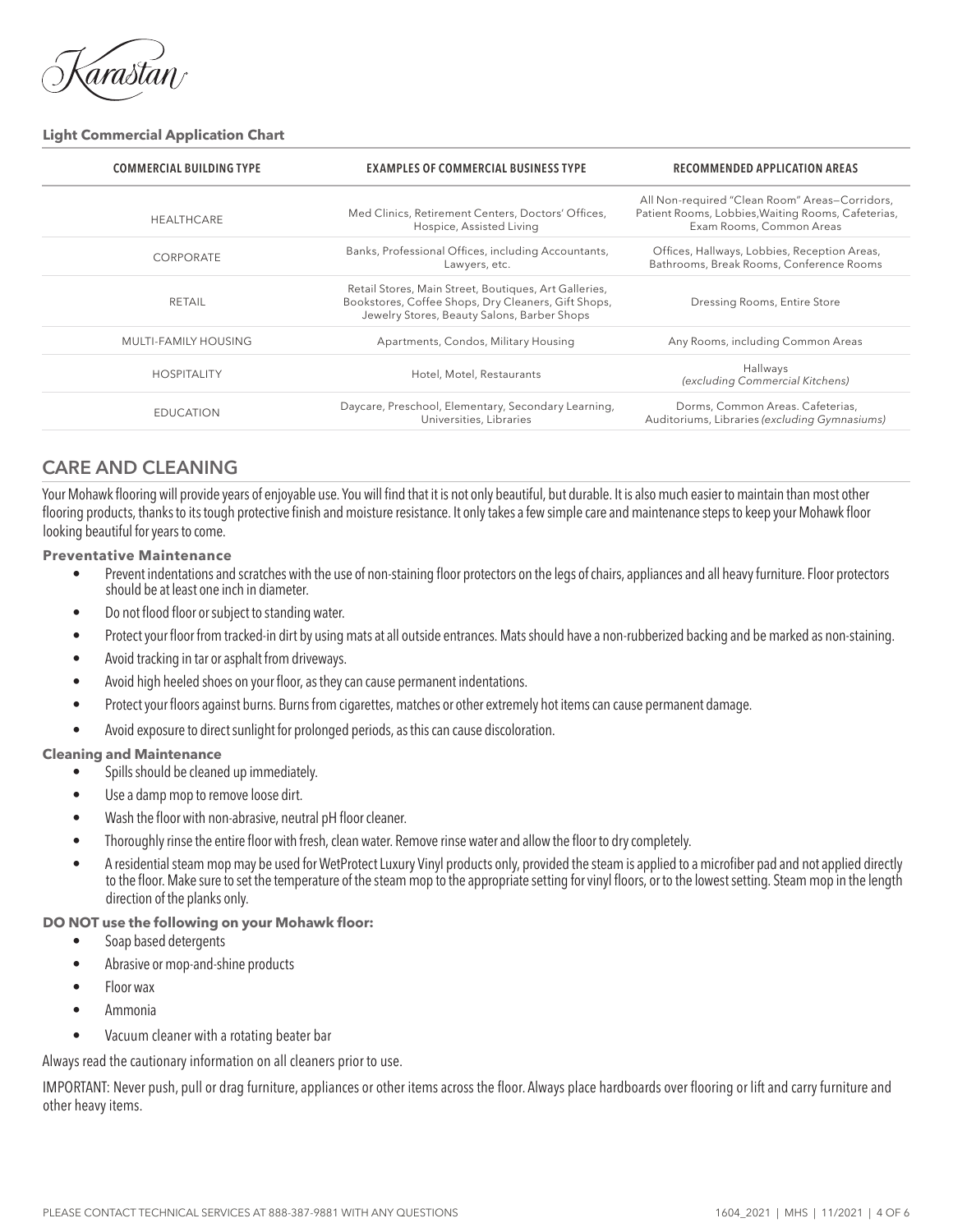Karastan

**Light Commercial Application Chart**

| COMMERCIAL BUILDING TYPE | EXAMPLES OF COMMERCIAL BUSINESS TYPE | RECOMMENDED APPLICATION AREAS |
|---|---|---|
| HEALTHCARE | Med Clinics, Retirement Centers, Doctors' Offices, Hospice, Assisted Living | All Non-required "Clean Room" Areas—Corridors, Patient Rooms, Lobbies,Waiting Rooms, Cafeterias, Exam Rooms, Common Areas |
| CORPORATE | Banks, Professional Offices, including Accountants, Lawyers, etc. | Offices, Hallways, Lobbies, Reception Areas, Bathrooms, Break Rooms, Conference Rooms |
| RETAIL | Retail Stores, Main Street, Boutiques, Art Galleries, Bookstores, Coffee Shops, Dry Cleaners, Gift Shops, Jewelry Stores, Beauty Salons, Barber Shops | Dressing Rooms, Entire Store |
| MULTI-FAMILY HOUSING | Apartments, Condos, Military Housing | Any Rooms, including Common Areas |
| HOSPITALITY | Hotel, Motel, Restaurants | Hallways *(excluding Commercial Kitchens)* |
| EDUCATION | Daycare, Preschool, Elementary, Secondary Learning, Universities, Libraries | Dorms, Common Areas. Cafeterias, Auditoriums, Libraries *(excluding Gymnasiums)* |

## CARE AND CLEANING

Your Mohawk flooring will provide years of enjoyable use. You will find that it is not only beautiful, but durable. It is also much easier to maintain than most other flooring products, thanks to its tough protective finish and moisture resistance. It only takes a few simple care and maintenance steps to keep your Mohawk floor looking beautiful for years to come.

**Preventative Maintenance**

- Prevent indentations and scratches with the use of non-staining floor protectors on the legs of chairs, appliances and all heavy furniture. Floor protectors should be at least one inch in diameter.
- Do not flood floor or subject to standing water.
- Protect your floor from tracked-in dirt by using mats at all outside entrances. Mats should have a non-rubberized backing and be marked as non-staining.
- Avoid tracking in tar or asphalt from driveways.
- Avoid high heeled shoes on your floor, as they can cause permanent indentations.
- Protect your floors against burns. Burns from cigarettes, matches or other extremely hot items can cause permanent damage.
- Avoid exposure to direct sunlight for prolonged periods, as this can cause discoloration.

**Cleaning and Maintenance**

- Spills should be cleaned up immediately.
- Use a damp mop to remove loose dirt.
- Wash the floor with non-abrasive, neutral pH floor cleaner.
- Thoroughly rinse the entire floor with fresh, clean water. Remove rinse water and allow the floor to dry completely.
- A residential steam mop may be used for WetProtect Luxury Vinyl products only, provided the steam is applied to a microfiber pad and not applied directly to the floor. Make sure to set the temperature of the steam mop to the appropriate setting for vinyl floors, or to the lowest setting. Steam mop in the length direction of the planks only.

**DO NOT use the following on your Mohawk floor:**

- Soap based detergents
- Abrasive or mop-and-shine products
- Floor wax
- Ammonia
- Vacuum cleaner with a rotating beater bar

Always read the cautionary information on all cleaners prior to use.

IMPORTANT: Never push, pull or drag furniture, appliances or other items across the floor. Always place hardboards over flooring or lift and carry furniture and other heavy items.

PLEASE CONTACT TECHNICAL SERVICES AT 888-387-9881 WITH ANY QUESTIONS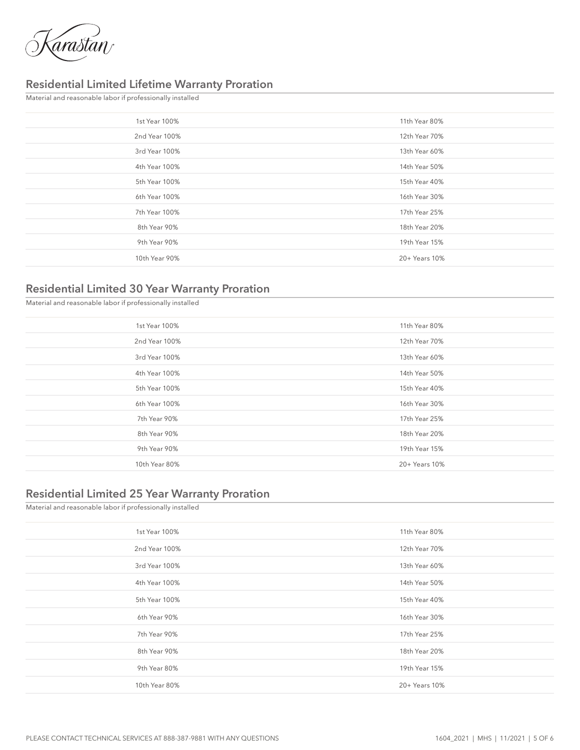Karastan

## Residential Limited Lifetime Warranty Proration

Material and reasonable labor if professionally installed

| | |
|---|---|
| 1st Year 100% | 11th Year 80% |
| 2nd Year 100% | 12th Year 70% |
| 3rd Year 100% | 13th Year 60% |
| 4th Year 100% | 14th Year 50% |
| 5th Year 100% | 15th Year 40% |
| 6th Year 100% | 16th Year 30% |
| 7th Year 100% | 17th Year 25% |
| 8th Year 90% | 18th Year 20% |
| 9th Year 90% | 19th Year 15% |
| 10th Year 90% | 20+ Years 10% |

## Residential Limited 30 Year Warranty Proration

Material and reasonable labor if professionally installed

| | |
|---|---|
| 1st Year 100% | 11th Year 80% |
| 2nd Year 100% | 12th Year 70% |
| 3rd Year 100% | 13th Year 60% |
| 4th Year 100% | 14th Year 50% |
| 5th Year 100% | 15th Year 40% |
| 6th Year 100% | 16th Year 30% |
| 7th Year 90% | 17th Year 25% |
| 8th Year 90% | 18th Year 20% |
| 9th Year 90% | 19th Year 15% |
| 10th Year 80% | 20+ Years 10% |

## Residential Limited 25 Year Warranty Proration

Material and reasonable labor if professionally installed

| | |
|---|---|
| 1st Year 100% | 11th Year 80% |
| 2nd Year 100% | 12th Year 70% |
| 3rd Year 100% | 13th Year 60% |
| 4th Year 100% | 14th Year 50% |
| 5th Year 100% | 15th Year 40% |
| 6th Year 90% | 16th Year 30% |
| 7th Year 90% | 17th Year 25% |
| 8th Year 90% | 18th Year 20% |
| 9th Year 80% | 19th Year 15% |
| 10th Year 80% | 20+ Years 10% |

PLEASE CONTACT TECHNICAL SERVICES AT 888-387-9881 WITH ANY QUESTIONS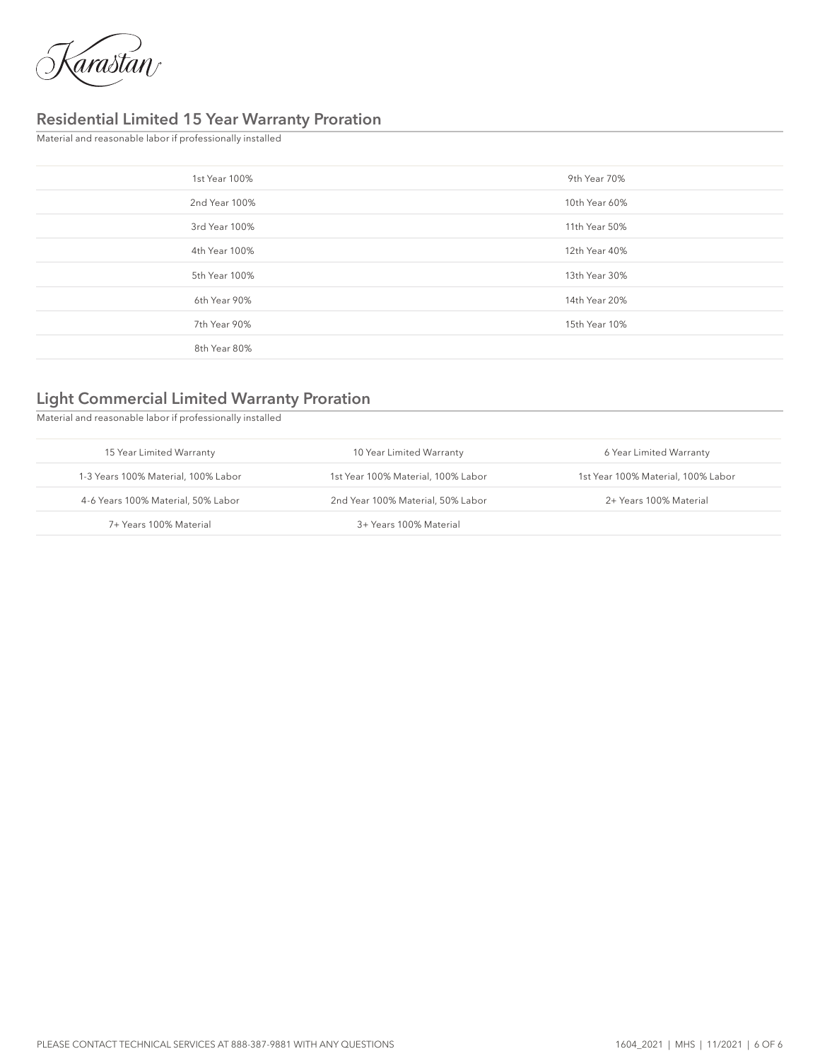Karastan

## Residential Limited 15 Year Warranty Proration

Material and reasonable labor if professionally installed

| | |
|---|---|
| 1st Year 100% | 9th Year 70% |
| 2nd Year 100% | 10th Year 60% |
| 3rd Year 100% | 11th Year 50% |
| 4th Year 100% | 12th Year 40% |
| 5th Year 100% | 13th Year 30% |
| 6th Year 90% | 14th Year 20% |
| 7th Year 90% | 15th Year 10% |
| 8th Year 80% | |

## Light Commercial Limited Warranty Proration

Material and reasonable labor if professionally installed

| 15 Year Limited Warranty | 10 Year Limited Warranty | 6 Year Limited Warranty |
|---|---|---|
| 1-3 Years 100% Material, 100% Labor | 1st Year 100% Material, 100% Labor | 1st Year 100% Material, 100% Labor |
| 4-6 Years 100% Material, 50% Labor | 2nd Year 100% Material, 50% Labor | 2+ Years 100% Material |
| 7+ Years 100% Material | 3+ Years 100% Material | |

PLEASE CONTACT TECHNICAL SERVICES AT 888-387-9881 WITH ANY QUESTIONS

1604_2021 | MHS | 11/2021